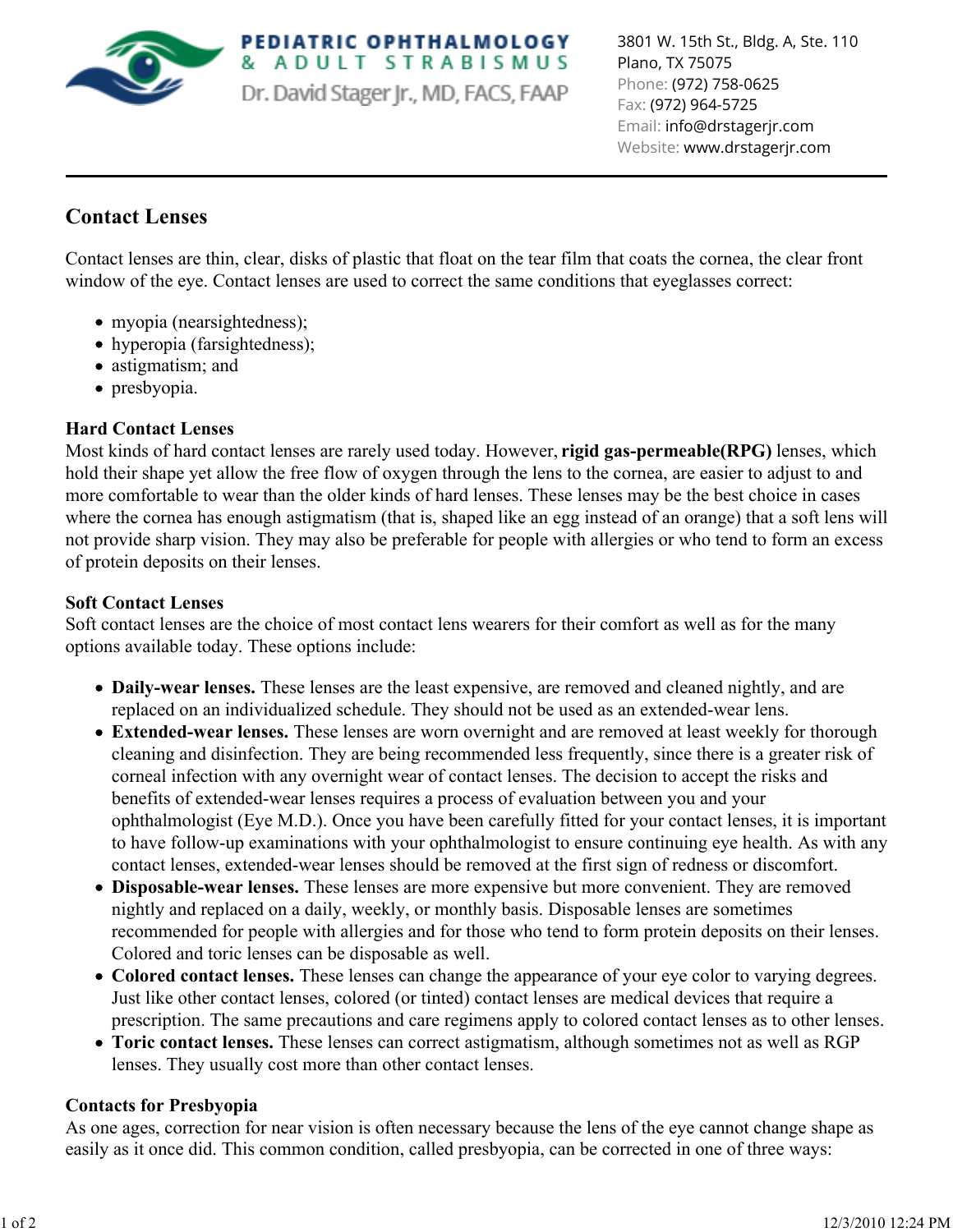PEDIATRIC OPHTHALMOLOGY & ADULT STRABISMUS
Dr. David Stager Jr., MD, FACS, FAAP

3801 W. 15th St., Bldg. A, Ste. 110
Plano, TX 75075
Phone: (972) 758-0625
Fax: (972) 964-5725
Email: info@drstagerjr.com
Website: www.drstagerjr.com

# Contact Lenses

Contact lenses are thin, clear, disks of plastic that float on the tear film that coats the cornea, the clear front window of the eye. Contact lenses are used to correct the same conditions that eyeglasses correct:

- myopia (nearsightedness);
- hyperopia (farsightedness);
- astigmatism; and
- presbyopia.

**Hard Contact Lenses**

Most kinds of hard contact lenses are rarely used today. However, **rigid gas-permeable(RPG)** lenses, which hold their shape yet allow the free flow of oxygen through the lens to the cornea, are easier to adjust to and more comfortable to wear than the older kinds of hard lenses. These lenses may be the best choice in cases where the cornea has enough astigmatism (that is, shaped like an egg instead of an orange) that a soft lens will not provide sharp vision. They may also be preferable for people with allergies or who tend to form an excess of protein deposits on their lenses.

**Soft Contact Lenses**

Soft contact lenses are the choice of most contact lens wearers for their comfort as well as for the many options available today. These options include:

- **Daily-wear lenses.** These lenses are the least expensive, are removed and cleaned nightly, and are replaced on an individualized schedule. They should not be used as an extended-wear lens.
- **Extended-wear lenses.** These lenses are worn overnight and are removed at least weekly for thorough cleaning and disinfection. They are being recommended less frequently, since there is a greater risk of corneal infection with any overnight wear of contact lenses. The decision to accept the risks and benefits of extended-wear lenses requires a process of evaluation between you and your ophthalmologist (Eye M.D.). Once you have been carefully fitted for your contact lenses, it is important to have follow-up examinations with your ophthalmologist to ensure continuing eye health. As with any contact lenses, extended-wear lenses should be removed at the first sign of redness or discomfort.
- **Disposable-wear lenses.** These lenses are more expensive but more convenient. They are removed nightly and replaced on a daily, weekly, or monthly basis. Disposable lenses are sometimes recommended for people with allergies and for those who tend to form protein deposits on their lenses. Colored and toric lenses can be disposable as well.
- **Colored contact lenses.** These lenses can change the appearance of your eye color to varying degrees. Just like other contact lenses, colored (or tinted) contact lenses are medical devices that require a prescription. The same precautions and care regimens apply to colored contact lenses as to other lenses.
- **Toric contact lenses.** These lenses can correct astigmatism, although sometimes not as well as RGP lenses. They usually cost more than other contact lenses.

**Contacts for Presbyopia**

As one ages, correction for near vision is often necessary because the lens of the eye cannot change shape as easily as it once did. This common condition, called presbyopia, can be corrected in one of three ways: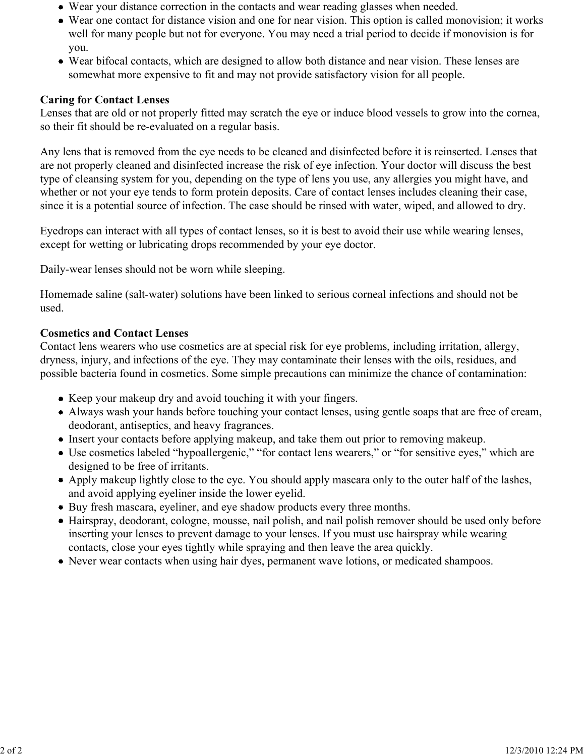- Wear your distance correction in the contacts and wear reading glasses when needed.
- Wear one contact for distance vision and one for near vision. This option is called monovision; it works well for many people but not for everyone. You may need a trial period to decide if monovision is for you.
- Wear bifocal contacts, which are designed to allow both distance and near vision. These lenses are somewhat more expensive to fit and may not provide satisfactory vision for all people.

**Caring for Contact Lenses**

Lenses that are old or not properly fitted may scratch the eye or induce blood vessels to grow into the cornea, so their fit should be re-evaluated on a regular basis.

Any lens that is removed from the eye needs to be cleaned and disinfected before it is reinserted. Lenses that are not properly cleaned and disinfected increase the risk of eye infection. Your doctor will discuss the best type of cleansing system for you, depending on the type of lens you use, any allergies you might have, and whether or not your eye tends to form protein deposits. Care of contact lenses includes cleaning their case, since it is a potential source of infection. The case should be rinsed with water, wiped, and allowed to dry.

Eyedrops can interact with all types of contact lenses, so it is best to avoid their use while wearing lenses, except for wetting or lubricating drops recommended by your eye doctor.

Daily-wear lenses should not be worn while sleeping.

Homemade saline (salt-water) solutions have been linked to serious corneal infections and should not be used.

**Cosmetics and Contact Lenses**

Contact lens wearers who use cosmetics are at special risk for eye problems, including irritation, allergy, dryness, injury, and infections of the eye. They may contaminate their lenses with the oils, residues, and possible bacteria found in cosmetics. Some simple precautions can minimize the chance of contamination:

- Keep your makeup dry and avoid touching it with your fingers.
- Always wash your hands before touching your contact lenses, using gentle soaps that are free of cream, deodorant, antiseptics, and heavy fragrances.
- Insert your contacts before applying makeup, and take them out prior to removing makeup.
- Use cosmetics labeled “hypoallergenic,” “for contact lens wearers,” or “for sensitive eyes,” which are designed to be free of irritants.
- Apply makeup lightly close to the eye. You should apply mascara only to the outer half of the lashes, and avoid applying eyeliner inside the lower eyelid.
- Buy fresh mascara, eyeliner, and eye shadow products every three months.
- Hairspray, deodorant, cologne, mousse, nail polish, and nail polish remover should be used only before inserting your lenses to prevent damage to your lenses. If you must use hairspray while wearing contacts, close your eyes tightly while spraying and then leave the area quickly.
- Never wear contacts when using hair dyes, permanent wave lotions, or medicated shampoos.